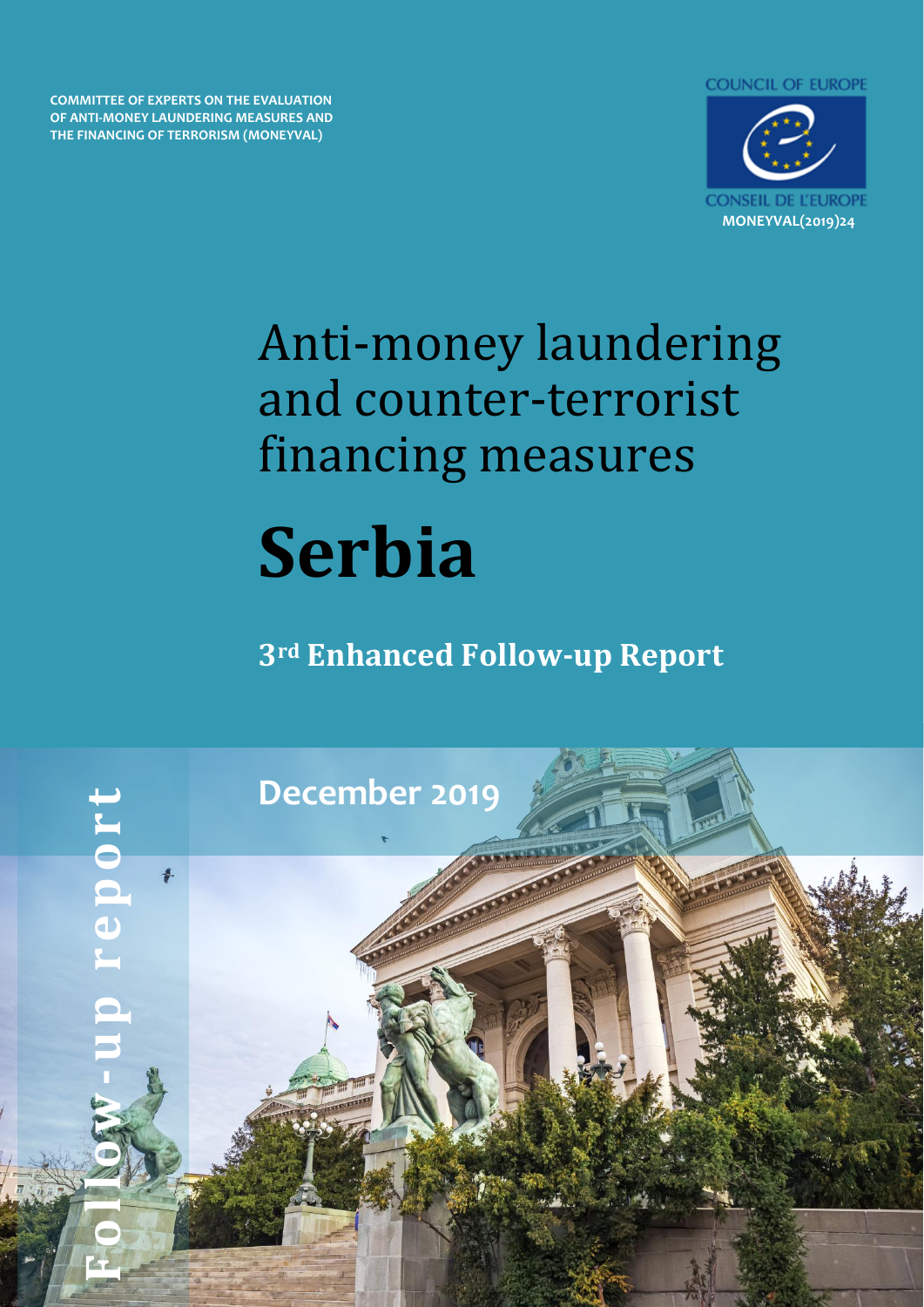COMMITTEE OF EXPERTS ON THE EVALUATION OF ANTI-MONEY LAUNDERING MEASURES AND THE FINANCING OF TERRORISM (MONEYVAL)

COUNCIL OF EUROPE

CONSEIL DE L'EUROPE

MONEYVAL(2019)24

# Anti-money laundering and counter-terrorist financing measures

# Serbia

## 3rd Enhanced Follow-up Report

December 2019

Follow-up report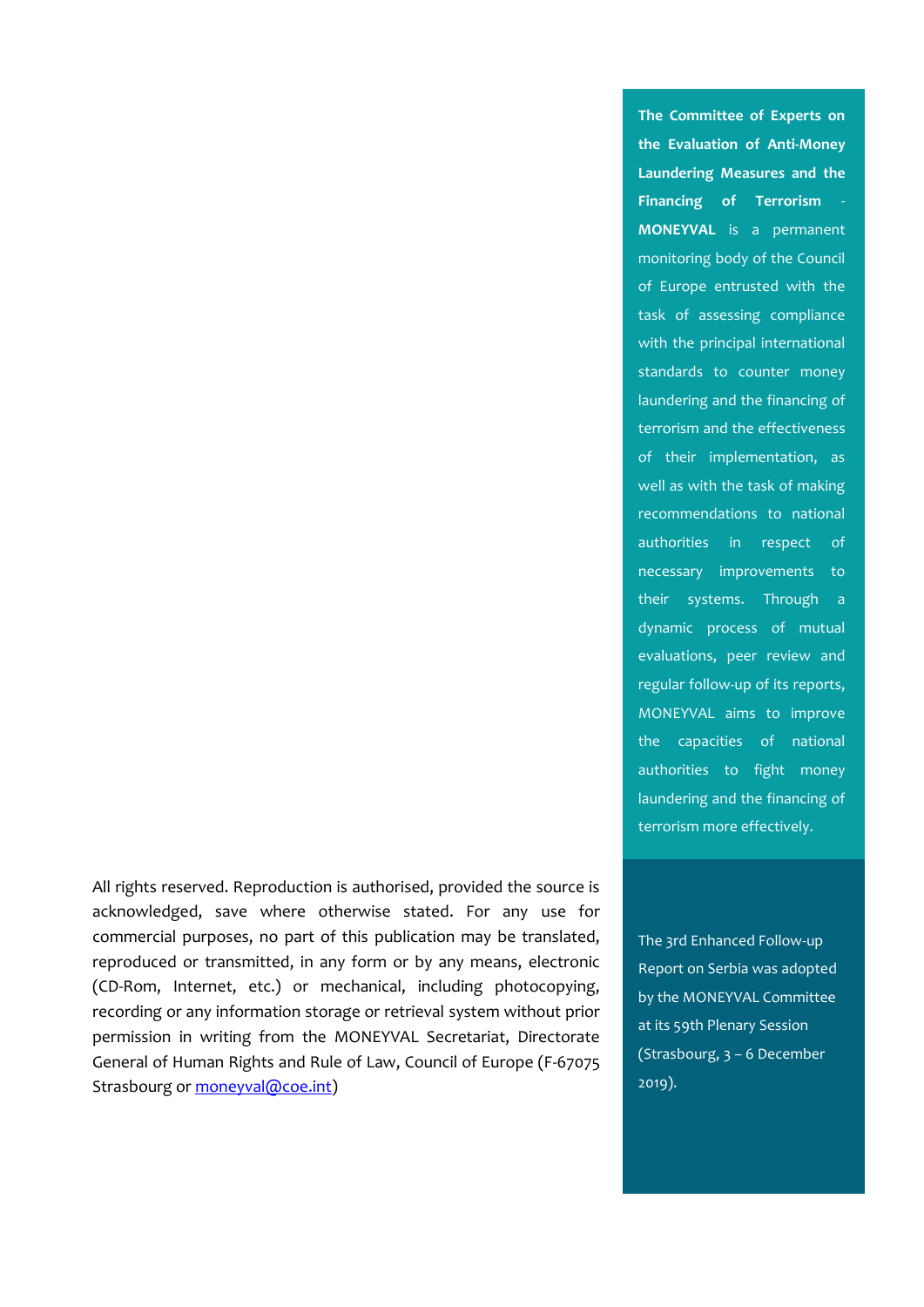**The Committee of Experts on the Evaluation of Anti-Money Laundering Measures and the Financing of Terrorism - MONEYVAL** is a permanent monitoring body of the Council of Europe entrusted with the task of assessing compliance with the principal international standards to counter money laundering and the financing of terrorism and the effectiveness of their implementation, as well as with the task of making recommendations to national authorities in respect of necessary improvements to their systems. Through a dynamic process of mutual evaluations, peer review and regular follow-up of its reports, MONEYVAL aims to improve the capacities of national authorities to fight money laundering and the financing of terrorism more effectively.

The 3rd Enhanced Follow-up Report on Serbia was adopted by the MONEYVAL Committee at its 59th Plenary Session (Strasbourg, 3 – 6 December 2019).

All rights reserved. Reproduction is authorised, provided the source is acknowledged, save where otherwise stated. For any use for commercial purposes, no part of this publication may be translated, reproduced or transmitted, in any form or by any means, electronic (CD-Rom, Internet, etc.) or mechanical, including photocopying, recording or any information storage or retrieval system without prior permission in writing from the MONEYVAL Secretariat, Directorate General of Human Rights and Rule of Law, Council of Europe (F-67075 Strasbourg or moneyval@coe.int)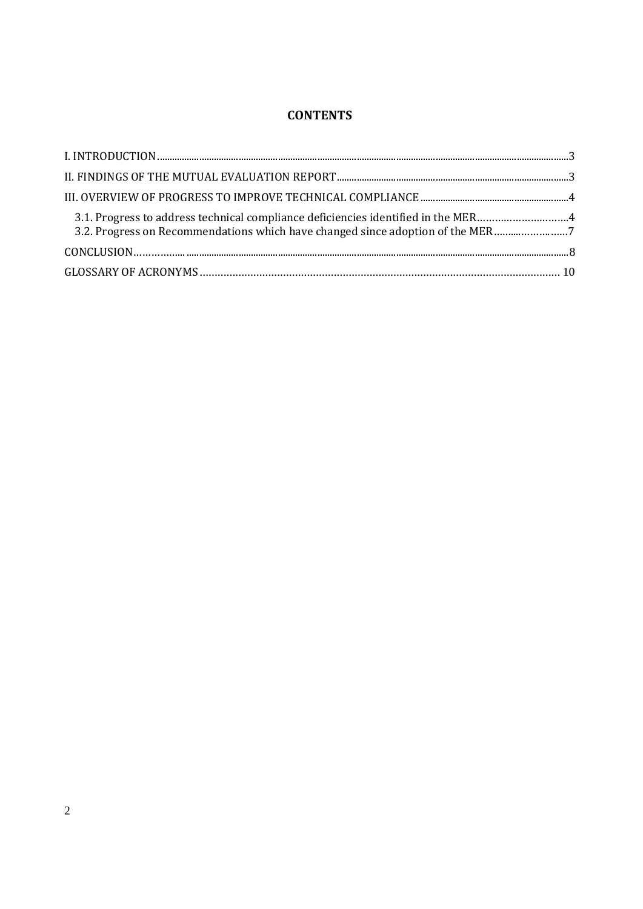# CONTENTS

I. INTRODUCTION ... 3

II. FINDINGS OF THE MUTUAL EVALUATION REPORT ... 3

III. OVERVIEW OF PROGRESS TO IMPROVE TECHNICAL COMPLIANCE ... 4

- 3.1. Progress to address technical compliance deficiencies identified in the MER ... 4
- 3.2. Progress on Recommendations which have changed since adoption of the MER ... 7

CONCLUSION ... 8

GLOSSARY OF ACRONYMS ... 10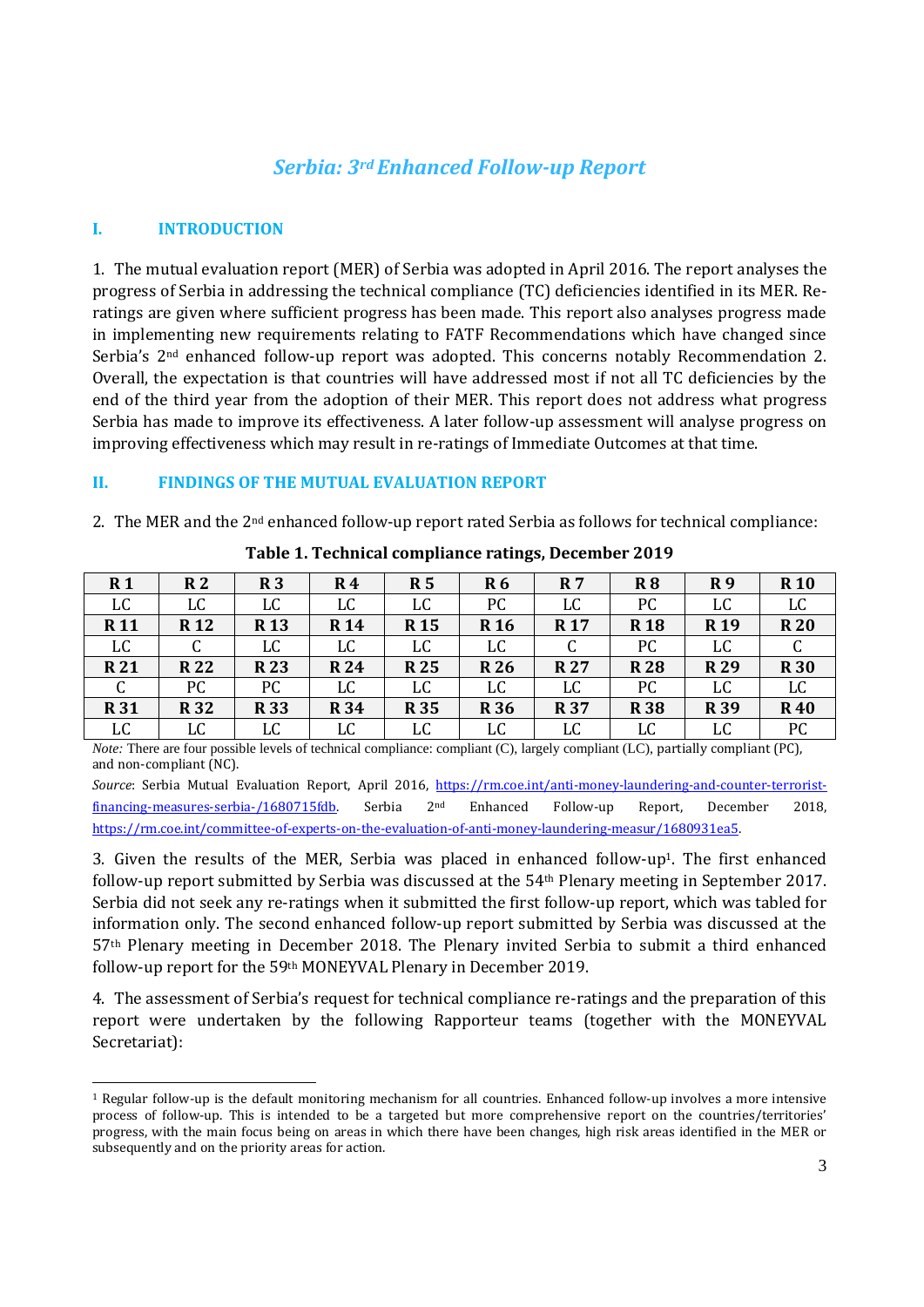# *Serbia: 3rd Enhanced Follow-up Report*

## I. INTRODUCTION

1. The mutual evaluation report (MER) of Serbia was adopted in April 2016. The report analyses the progress of Serbia in addressing the technical compliance (TC) deficiencies identified in its MER. Re-ratings are given where sufficient progress has been made. This report also analyses progress made in implementing new requirements relating to FATF Recommendations which have changed since Serbia's 2nd enhanced follow-up report was adopted. This concerns notably Recommendation 2. Overall, the expectation is that countries will have addressed most if not all TC deficiencies by the end of the third year from the adoption of their MER. This report does not address what progress Serbia has made to improve its effectiveness. A later follow-up assessment will analyse progress on improving effectiveness which may result in re-ratings of Immediate Outcomes at that time.

## II. FINDINGS OF THE MUTUAL EVALUATION REPORT

2. The MER and the 2nd enhanced follow-up report rated Serbia as follows for technical compliance:

**Table 1. Technical compliance ratings, December 2019**

| R 1 | R 2 | R 3 | R 4 | R 5 | R 6 | R 7 | R 8 | R 9 | R 10 |
|---|---|---|---|---|---|---|---|---|---|
| LC | LC | LC | LC | LC | PC | LC | PC | LC | LC |
| **R 11** | **R 12** | **R 13** | **R 14** | **R 15** | **R 16** | **R 17** | **R 18** | **R 19** | **R 20** |
| LC | C | LC | LC | LC | LC | C | PC | LC | C |
| **R 21** | **R 22** | **R 23** | **R 24** | **R 25** | **R 26** | **R 27** | **R 28** | **R 29** | **R 30** |
| C | PC | PC | LC | LC | LC | LC | PC | LC | LC |
| **R 31** | **R 32** | **R 33** | **R 34** | **R 35** | **R 36** | **R 37** | **R 38** | **R 39** | **R 40** |
| LC | LC | LC | LC | LC | LC | LC | LC | LC | PC |

*Note:* There are four possible levels of technical compliance: compliant (C), largely compliant (LC), partially compliant (PC), and non-compliant (NC).

*Source*: Serbia Mutual Evaluation Report, April 2016, https://rm.coe.int/anti-money-laundering-and-counter-terrorist-financing-measures-serbia-/1680715fdb. Serbia 2nd Enhanced Follow-up Report, December 2018, https://rm.coe.int/committee-of-experts-on-the-evaluation-of-anti-money-laundering-measur/1680931ea5.

3. Given the results of the MER, Serbia was placed in enhanced follow-up[1]. The first enhanced follow-up report submitted by Serbia was discussed at the 54th Plenary meeting in September 2017. Serbia did not seek any re-ratings when it submitted the first follow-up report, which was tabled for information only. The second enhanced follow-up report submitted by Serbia was discussed at the 57th Plenary meeting in December 2018. The Plenary invited Serbia to submit a third enhanced follow-up report for the 59th MONEYVAL Plenary in December 2019.

4. The assessment of Serbia's request for technical compliance re-ratings and the preparation of this report were undertaken by the following Rapporteur teams (together with the MONEYVAL Secretariat):

[1] Regular follow-up is the default monitoring mechanism for all countries. Enhanced follow-up involves a more intensive process of follow-up. This is intended to be a targeted but more comprehensive report on the countries/territories' progress, with the main focus being on areas in which there have been changes, high risk areas identified in the MER or subsequently and on the priority areas for action.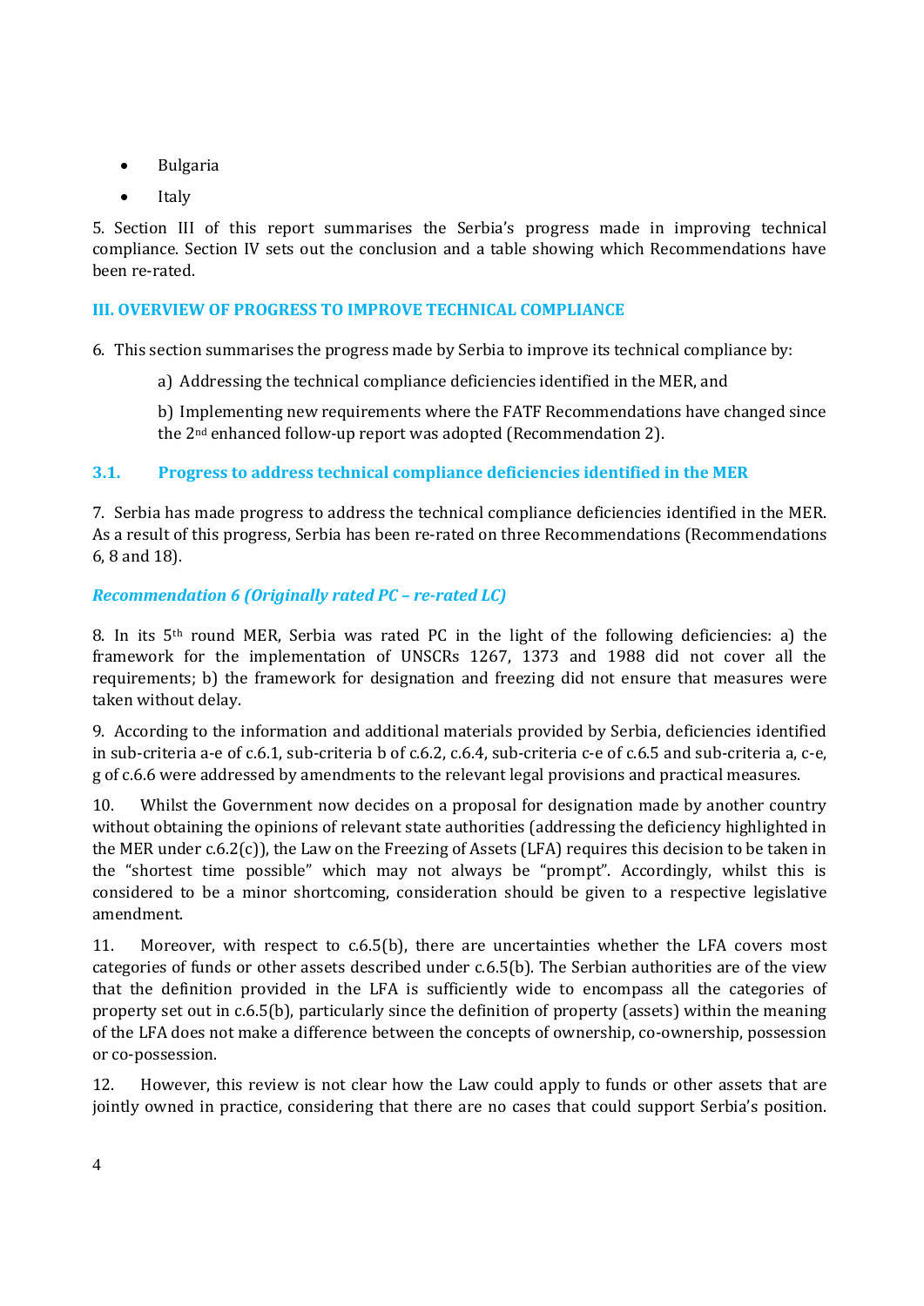- Bulgaria
- Italy

5. Section III of this report summarises the Serbia's progress made in improving technical compliance. Section IV sets out the conclusion and a table showing which Recommendations have been re-rated.

## III. OVERVIEW OF PROGRESS TO IMPROVE TECHNICAL COMPLIANCE

6. This section summarises the progress made by Serbia to improve its technical compliance by:

   a) Addressing the technical compliance deficiencies identified in the MER, and

   b) Implementing new requirements where the FATF Recommendations have changed since the 2nd enhanced follow-up report was adopted (Recommendation 2).

### 3.1. Progress to address technical compliance deficiencies identified in the MER

7. Serbia has made progress to address the technical compliance deficiencies identified in the MER. As a result of this progress, Serbia has been re-rated on three Recommendations (Recommendations 6, 8 and 18).

#### *Recommendation 6 (Originally rated PC – re-rated LC)*

8. In its 5th round MER, Serbia was rated PC in the light of the following deficiencies: a) the framework for the implementation of UNSCRs 1267, 1373 and 1988 did not cover all the requirements; b) the framework for designation and freezing did not ensure that measures were taken without delay.

9. According to the information and additional materials provided by Serbia, deficiencies identified in sub-criteria a-e of c.6.1, sub-criteria b of c.6.2, c.6.4, sub-criteria c-e of c.6.5 and sub-criteria a, c-e, g of c.6.6 were addressed by amendments to the relevant legal provisions and practical measures.

10. Whilst the Government now decides on a proposal for designation made by another country without obtaining the opinions of relevant state authorities (addressing the deficiency highlighted in the MER under c.6.2(c)), the Law on the Freezing of Assets (LFA) requires this decision to be taken in the "shortest time possible" which may not always be "prompt". Accordingly, whilst this is considered to be a minor shortcoming, consideration should be given to a respective legislative amendment.

11. Moreover, with respect to c.6.5(b), there are uncertainties whether the LFA covers most categories of funds or other assets described under c.6.5(b). The Serbian authorities are of the view that the definition provided in the LFA is sufficiently wide to encompass all the categories of property set out in c.6.5(b), particularly since the definition of property (assets) within the meaning of the LFA does not make a difference between the concepts of ownership, co-ownership, possession or co-possession.

12. However, this review is not clear how the Law could apply to funds or other assets that are jointly owned in practice, considering that there are no cases that could support Serbia's position.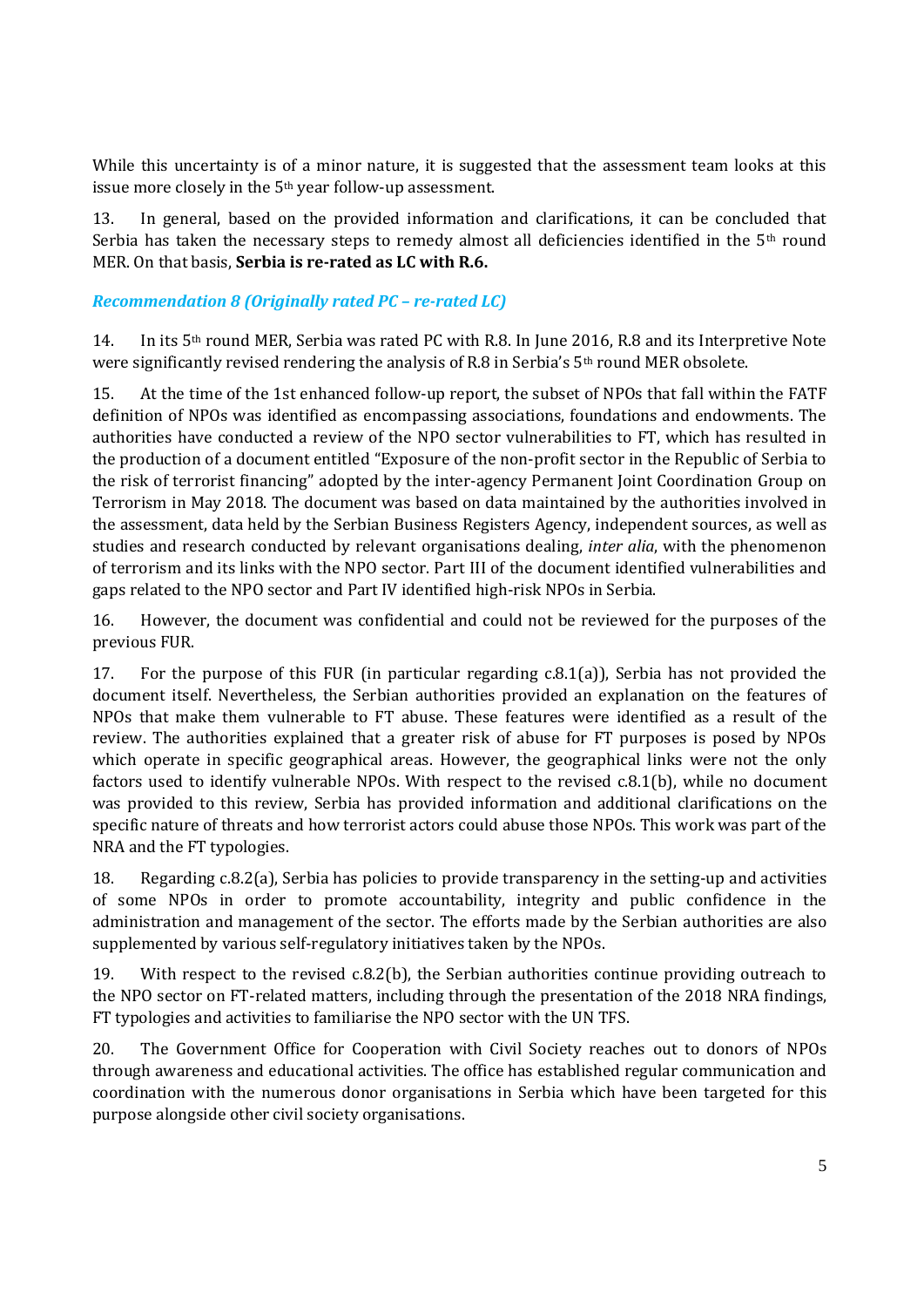While this uncertainty is of a minor nature, it is suggested that the assessment team looks at this issue more closely in the 5th year follow-up assessment.

13. In general, based on the provided information and clarifications, it can be concluded that Serbia has taken the necessary steps to remedy almost all deficiencies identified in the 5th round MER. On that basis, **Serbia is re-rated as LC with R.6.**

### *Recommendation 8 (Originally rated PC – re-rated LC)*

14. In its 5th round MER, Serbia was rated PC with R.8. In June 2016, R.8 and its Interpretive Note were significantly revised rendering the analysis of R.8 in Serbia's 5th round MER obsolete.

15. At the time of the 1st enhanced follow-up report, the subset of NPOs that fall within the FATF definition of NPOs was identified as encompassing associations, foundations and endowments. The authorities have conducted a review of the NPO sector vulnerabilities to FT, which has resulted in the production of a document entitled "Exposure of the non-profit sector in the Republic of Serbia to the risk of terrorist financing" adopted by the inter-agency Permanent Joint Coordination Group on Terrorism in May 2018. The document was based on data maintained by the authorities involved in the assessment, data held by the Serbian Business Registers Agency, independent sources, as well as studies and research conducted by relevant organisations dealing, *inter alia*, with the phenomenon of terrorism and its links with the NPO sector. Part III of the document identified vulnerabilities and gaps related to the NPO sector and Part IV identified high-risk NPOs in Serbia.

16. However, the document was confidential and could not be reviewed for the purposes of the previous FUR.

17. For the purpose of this FUR (in particular regarding c.8.1(a)), Serbia has not provided the document itself. Nevertheless, the Serbian authorities provided an explanation on the features of NPOs that make them vulnerable to FT abuse. These features were identified as a result of the review. The authorities explained that a greater risk of abuse for FT purposes is posed by NPOs which operate in specific geographical areas. However, the geographical links were not the only factors used to identify vulnerable NPOs. With respect to the revised c.8.1(b), while no document was provided to this review, Serbia has provided information and additional clarifications on the specific nature of threats and how terrorist actors could abuse those NPOs. This work was part of the NRA and the FT typologies.

18. Regarding c.8.2(a), Serbia has policies to provide transparency in the setting-up and activities of some NPOs in order to promote accountability, integrity and public confidence in the administration and management of the sector. The efforts made by the Serbian authorities are also supplemented by various self-regulatory initiatives taken by the NPOs.

19. With respect to the revised c.8.2(b), the Serbian authorities continue providing outreach to the NPO sector on FT-related matters, including through the presentation of the 2018 NRA findings, FT typologies and activities to familiarise the NPO sector with the UN TFS.

20. The Government Office for Cooperation with Civil Society reaches out to donors of NPOs through awareness and educational activities. The office has established regular communication and coordination with the numerous donor organisations in Serbia which have been targeted for this purpose alongside other civil society organisations.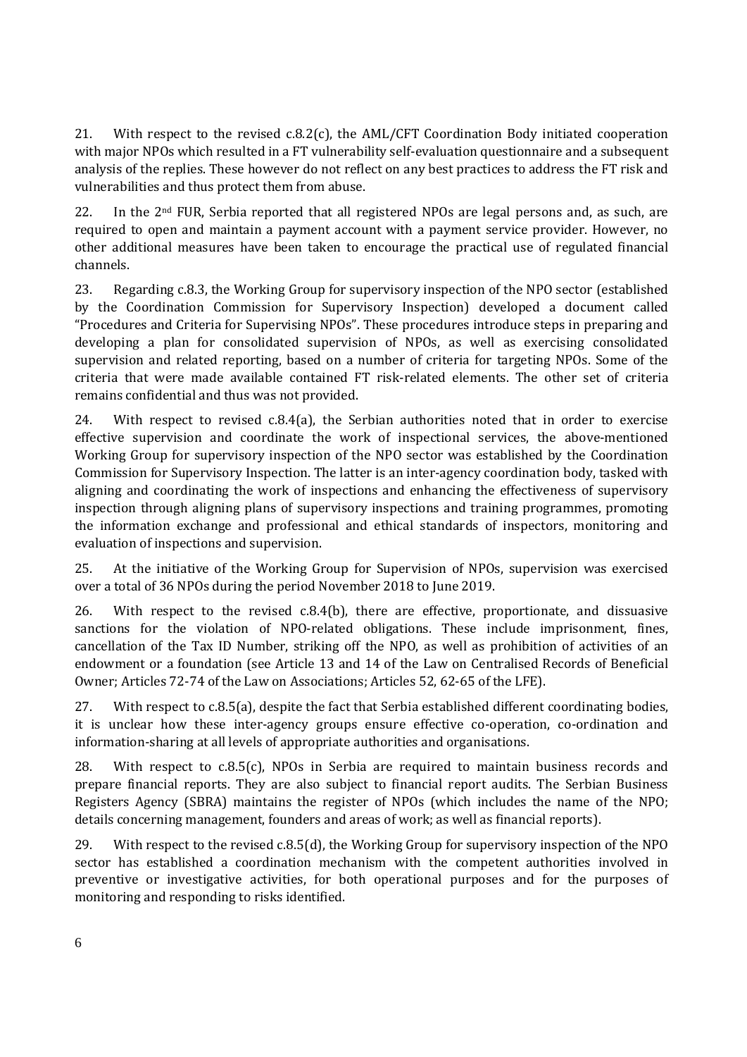21. With respect to the revised c.8.2(c), the AML/CFT Coordination Body initiated cooperation with major NPOs which resulted in a FT vulnerability self-evaluation questionnaire and a subsequent analysis of the replies. These however do not reflect on any best practices to address the FT risk and vulnerabilities and thus protect them from abuse.

22. In the 2nd FUR, Serbia reported that all registered NPOs are legal persons and, as such, are required to open and maintain a payment account with a payment service provider. However, no other additional measures have been taken to encourage the practical use of regulated financial channels.

23. Regarding c.8.3, the Working Group for supervisory inspection of the NPO sector (established by the Coordination Commission for Supervisory Inspection) developed a document called "Procedures and Criteria for Supervising NPOs". These procedures introduce steps in preparing and developing a plan for consolidated supervision of NPOs, as well as exercising consolidated supervision and related reporting, based on a number of criteria for targeting NPOs. Some of the criteria that were made available contained FT risk-related elements. The other set of criteria remains confidential and thus was not provided.

24. With respect to revised c.8.4(a), the Serbian authorities noted that in order to exercise effective supervision and coordinate the work of inspectional services, the above-mentioned Working Group for supervisory inspection of the NPO sector was established by the Coordination Commission for Supervisory Inspection. The latter is an inter-agency coordination body, tasked with aligning and coordinating the work of inspections and enhancing the effectiveness of supervisory inspection through aligning plans of supervisory inspections and training programmes, promoting the information exchange and professional and ethical standards of inspectors, monitoring and evaluation of inspections and supervision.

25. At the initiative of the Working Group for Supervision of NPOs, supervision was exercised over a total of 36 NPOs during the period November 2018 to June 2019.

26. With respect to the revised c.8.4(b), there are effective, proportionate, and dissuasive sanctions for the violation of NPO-related obligations. These include imprisonment, fines, cancellation of the Tax ID Number, striking off the NPO, as well as prohibition of activities of an endowment or a foundation (see Article 13 and 14 of the Law on Centralised Records of Beneficial Owner; Articles 72-74 of the Law on Associations; Articles 52, 62-65 of the LFE).

27. With respect to c.8.5(a), despite the fact that Serbia established different coordinating bodies, it is unclear how these inter-agency groups ensure effective co-operation, co-ordination and information-sharing at all levels of appropriate authorities and organisations.

28. With respect to c.8.5(c), NPOs in Serbia are required to maintain business records and prepare financial reports. They are also subject to financial report audits. The Serbian Business Registers Agency (SBRA) maintains the register of NPOs (which includes the name of the NPO; details concerning management, founders and areas of work; as well as financial reports).

29. With respect to the revised c.8.5(d), the Working Group for supervisory inspection of the NPO sector has established a coordination mechanism with the competent authorities involved in preventive or investigative activities, for both operational purposes and for the purposes of monitoring and responding to risks identified.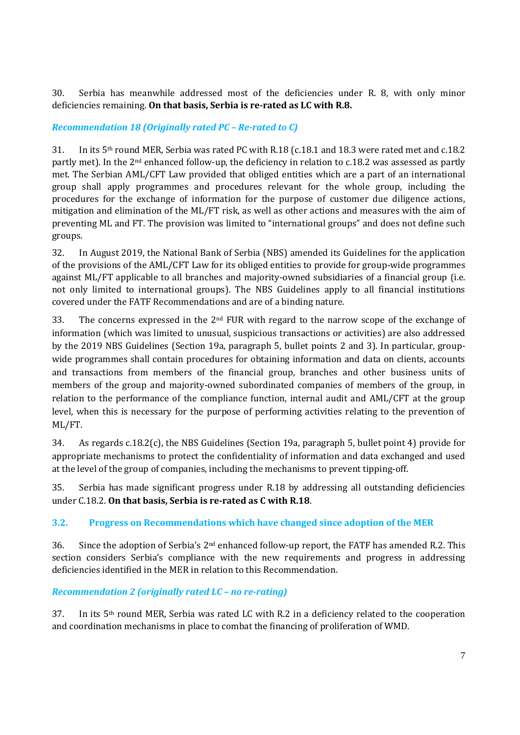30. Serbia has meanwhile addressed most of the deficiencies under R. 8, with only minor deficiencies remaining. **On that basis, Serbia is re-rated as LC with R.8.**

### *Recommendation 18 (Originally rated PC – Re-rated to C)*

31. In its 5th round MER, Serbia was rated PC with R.18 (c.18.1 and 18.3 were rated met and c.18.2 partly met). In the 2nd enhanced follow-up, the deficiency in relation to c.18.2 was assessed as partly met. The Serbian AML/CFT Law provided that obliged entities which are a part of an international group shall apply programmes and procedures relevant for the whole group, including the procedures for the exchange of information for the purpose of customer due diligence actions, mitigation and elimination of the ML/FT risk, as well as other actions and measures with the aim of preventing ML and FT. The provision was limited to "international groups" and does not define such groups.

32. In August 2019, the National Bank of Serbia (NBS) amended its Guidelines for the application of the provisions of the AML/CFT Law for its obliged entities to provide for group-wide programmes against ML/FT applicable to all branches and majority-owned subsidiaries of a financial group (i.e. not only limited to international groups). The NBS Guidelines apply to all financial institutions covered under the FATF Recommendations and are of a binding nature.

33. The concerns expressed in the 2nd FUR with regard to the narrow scope of the exchange of information (which was limited to unusual, suspicious transactions or activities) are also addressed by the 2019 NBS Guidelines (Section 19a, paragraph 5, bullet points 2 and 3). In particular, group-wide programmes shall contain procedures for obtaining information and data on clients, accounts and transactions from members of the financial group, branches and other business units of members of the group and majority-owned subordinated companies of members of the group, in relation to the performance of the compliance function, internal audit and AML/CFT at the group level, when this is necessary for the purpose of performing activities relating to the prevention of ML/FT.

34. As regards c.18.2(c), the NBS Guidelines (Section 19a, paragraph 5, bullet point 4) provide for appropriate mechanisms to protect the confidentiality of information and data exchanged and used at the level of the group of companies, including the mechanisms to prevent tipping-off.

35. Serbia has made significant progress under R.18 by addressing all outstanding deficiencies under C.18.2. **On that basis, Serbia is re-rated as C with R.18**.

## 3.2. Progress on Recommendations which have changed since adoption of the MER

36. Since the adoption of Serbia's 2nd enhanced follow-up report, the FATF has amended R.2. This section considers Serbia's compliance with the new requirements and progress in addressing deficiencies identified in the MER in relation to this Recommendation.

### *Recommendation 2 (originally rated LC – no re-rating)*

37. In its 5th round MER, Serbia was rated LC with R.2 in a deficiency related to the cooperation and coordination mechanisms in place to combat the financing of proliferation of WMD.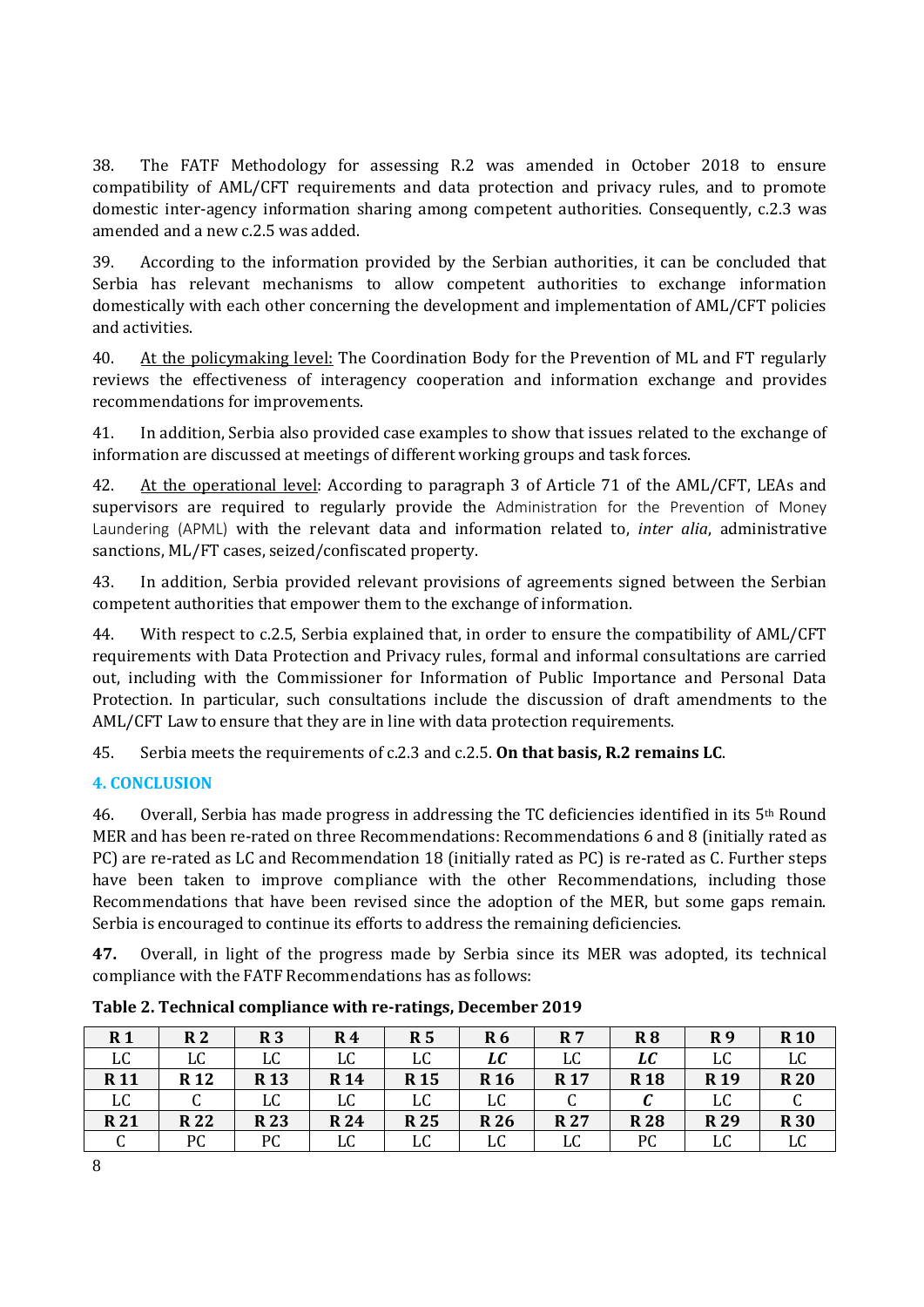38. The FATF Methodology for assessing R.2 was amended in October 2018 to ensure compatibility of AML/CFT requirements and data protection and privacy rules, and to promote domestic inter-agency information sharing among competent authorities. Consequently, c.2.3 was amended and a new c.2.5 was added.

39. According to the information provided by the Serbian authorities, it can be concluded that Serbia has relevant mechanisms to allow competent authorities to exchange information domestically with each other concerning the development and implementation of AML/CFT policies and activities.

40. <u>At the policymaking level:</u> The Coordination Body for the Prevention of ML and FT regularly reviews the effectiveness of interagency cooperation and information exchange and provides recommendations for improvements.

41. In addition, Serbia also provided case examples to show that issues related to the exchange of information are discussed at meetings of different working groups and task forces.

42. <u>At the operational level</u>: According to paragraph 3 of Article 71 of the AML/CFT, LEAs and supervisors are required to regularly provide the Administration for the Prevention of Money Laundering (APML) with the relevant data and information related to, *inter alia*, administrative sanctions, ML/FT cases, seized/confiscated property.

43. In addition, Serbia provided relevant provisions of agreements signed between the Serbian competent authorities that empower them to the exchange of information.

44. With respect to c.2.5, Serbia explained that, in order to ensure the compatibility of AML/CFT requirements with Data Protection and Privacy rules, formal and informal consultations are carried out, including with the Commissioner for Information of Public Importance and Personal Data Protection. In particular, such consultations include the discussion of draft amendments to the AML/CFT Law to ensure that they are in line with data protection requirements.

45. Serbia meets the requirements of c.2.3 and c.2.5. **On that basis, R.2 remains LC**.

## 4. CONCLUSION

46. Overall, Serbia has made progress in addressing the TC deficiencies identified in its 5th Round MER and has been re-rated on three Recommendations: Recommendations 6 and 8 (initially rated as PC) are re-rated as LC and Recommendation 18 (initially rated as PC) is re-rated as C. Further steps have been taken to improve compliance with the other Recommendations, including those Recommendations that have been revised since the adoption of the MER, but some gaps remain. Serbia is encouraged to continue its efforts to address the remaining deficiencies.

**47.** Overall, in light of the progress made by Serbia since its MER was adopted, its technical compliance with the FATF Recommendations has as follows:

**Table 2. Technical compliance with re-ratings, December 2019**

| R 1 | R 2 | R 3 | R 4 | R 5 | R 6 | R 7 | R 8 | R 9 | R 10 |
|---|---|---|---|---|---|---|---|---|---|
| LC | LC | LC | LC | LC | ***LC*** | LC | ***LC*** | LC | LC |
| **R 11** | **R 12** | **R 13** | **R 14** | **R 15** | **R 16** | **R 17** | **R 18** | **R 19** | **R 20** |
| LC | C | LC | LC | LC | LC | C | ***C*** | LC | C |
| **R 21** | **R 22** | **R 23** | **R 24** | **R 25** | **R 26** | **R 27** | **R 28** | **R 29** | **R 30** |
| C | PC | PC | LC | LC | LC | LC | PC | LC | LC |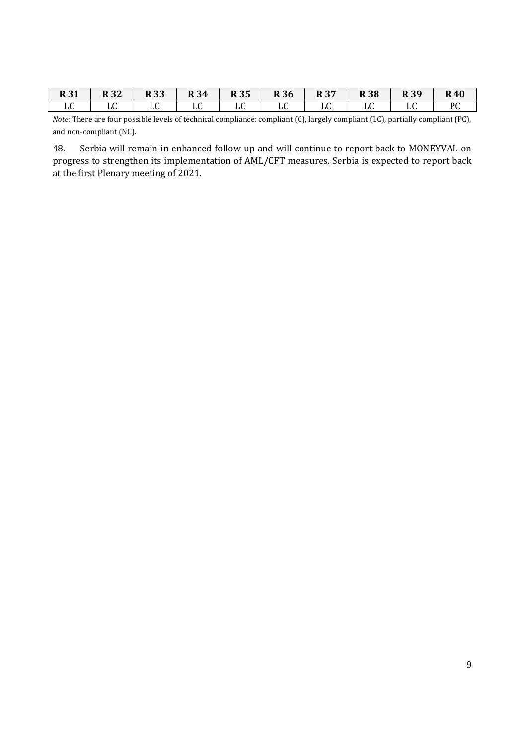| R 31 | R 32 | R 33 | R 34 | R 35 | R 36 | R 37 | R 38 | R 39 | R 40 |
|---|---|---|---|---|---|---|---|---|---|
| LC | LC | LC | LC | LC | LC | LC | LC | LC | PC |

*Note:* There are four possible levels of technical compliance: compliant (C), largely compliant (LC), partially compliant (PC), and non-compliant (NC).

48. Serbia will remain in enhanced follow-up and will continue to report back to MONEYVAL on progress to strengthen its implementation of AML/CFT measures. Serbia is expected to report back at the first Plenary meeting of 2021.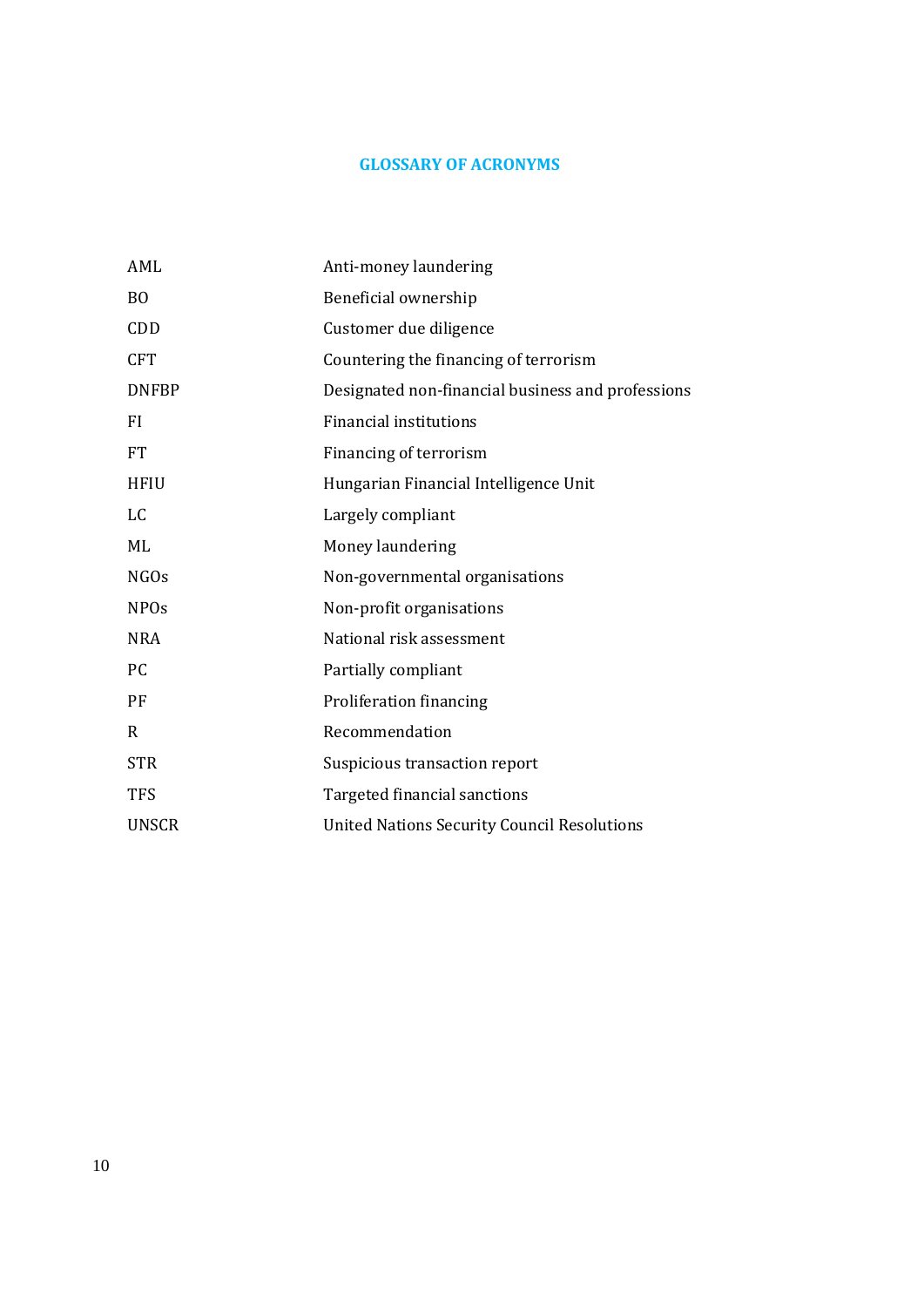# GLOSSARY OF ACRONYMS

| | |
|---|---|
| AML | Anti-money laundering |
| BO | Beneficial ownership |
| CDD | Customer due diligence |
| CFT | Countering the financing of terrorism |
| DNFBP | Designated non-financial business and professions |
| FI | Financial institutions |
| FT | Financing of terrorism |
| HFIU | Hungarian Financial Intelligence Unit |
| LC | Largely compliant |
| ML | Money laundering |
| NGOs | Non-governmental organisations |
| NPOs | Non-profit organisations |
| NRA | National risk assessment |
| PC | Partially compliant |
| PF | Proliferation financing |
| R | Recommendation |
| STR | Suspicious transaction report |
| TFS | Targeted financial sanctions |
| UNSCR | United Nations Security Council Resolutions |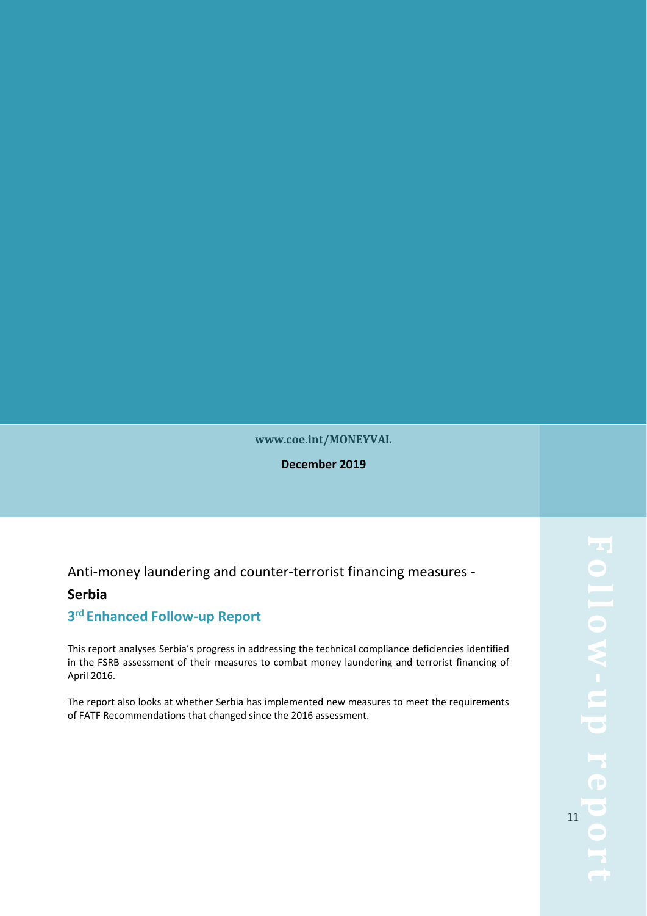www.coe.int/MONEYVAL

**December 2019**

Anti-money laundering and counter-terrorist financing measures -

**Serbia**

## 3rd Enhanced Follow-up Report

This report analyses Serbia's progress in addressing the technical compliance deficiencies identified in the FSRB assessment of their measures to combat money laundering and terrorist financing of April 2016.

The report also looks at whether Serbia has implemented new measures to meet the requirements of FATF Recommendations that changed since the 2016 assessment.

Follow-up report